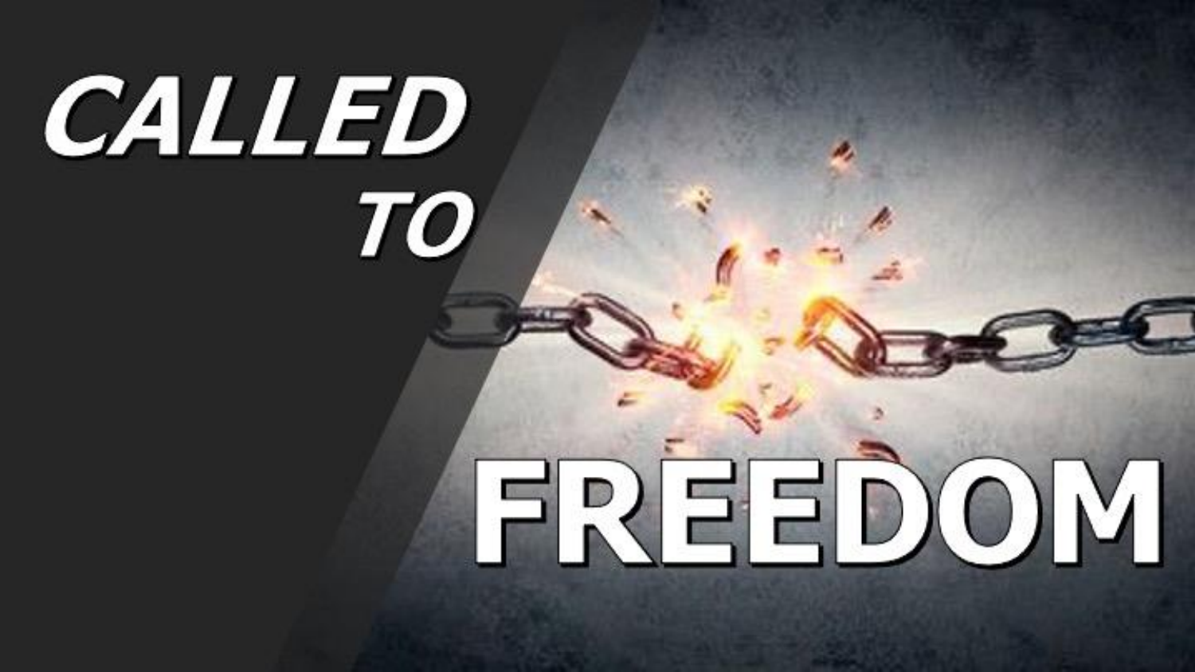# CALLED TO FREEDOM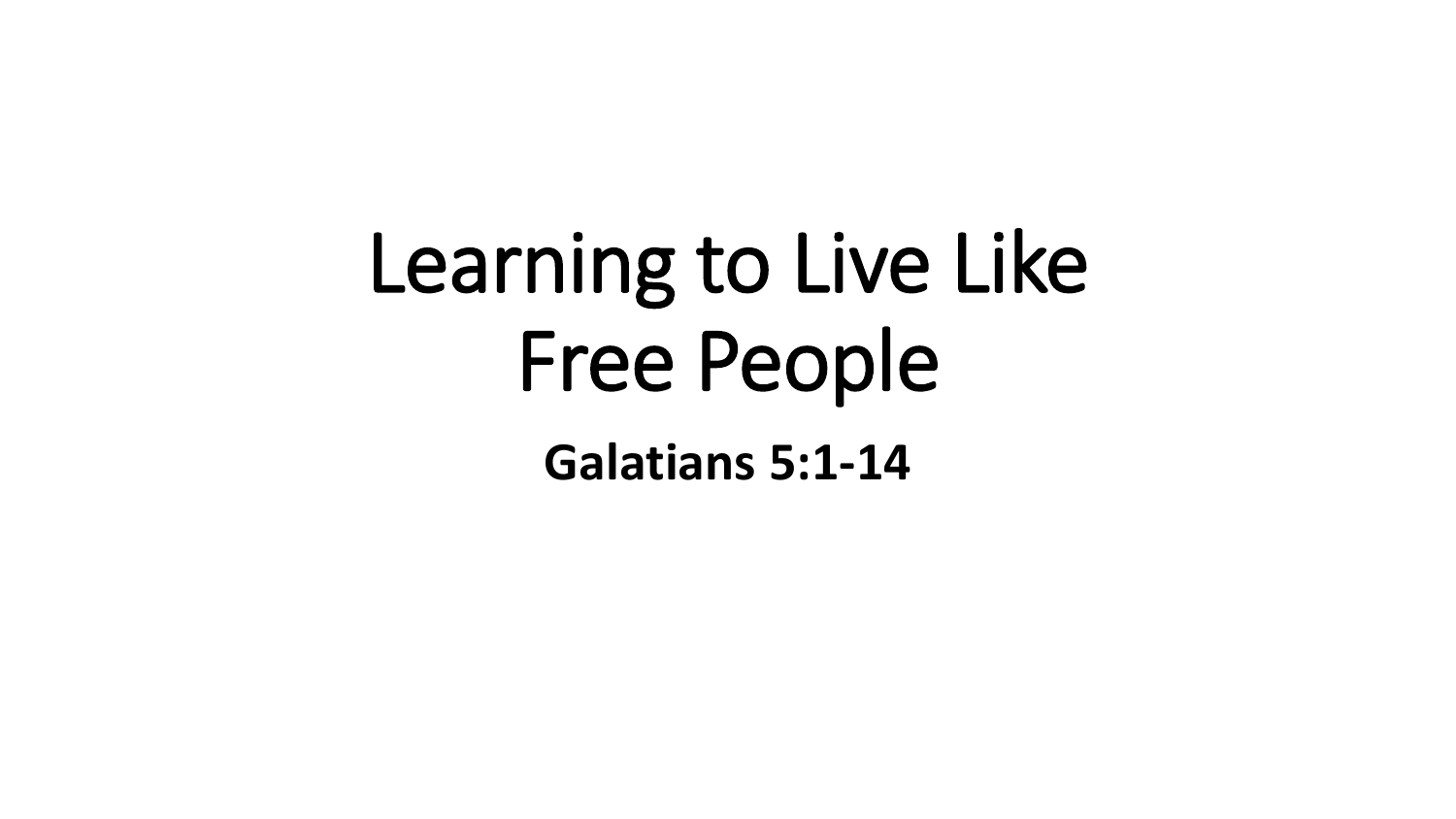# Learning to Live Like Free People

**Galatians 5:1-14**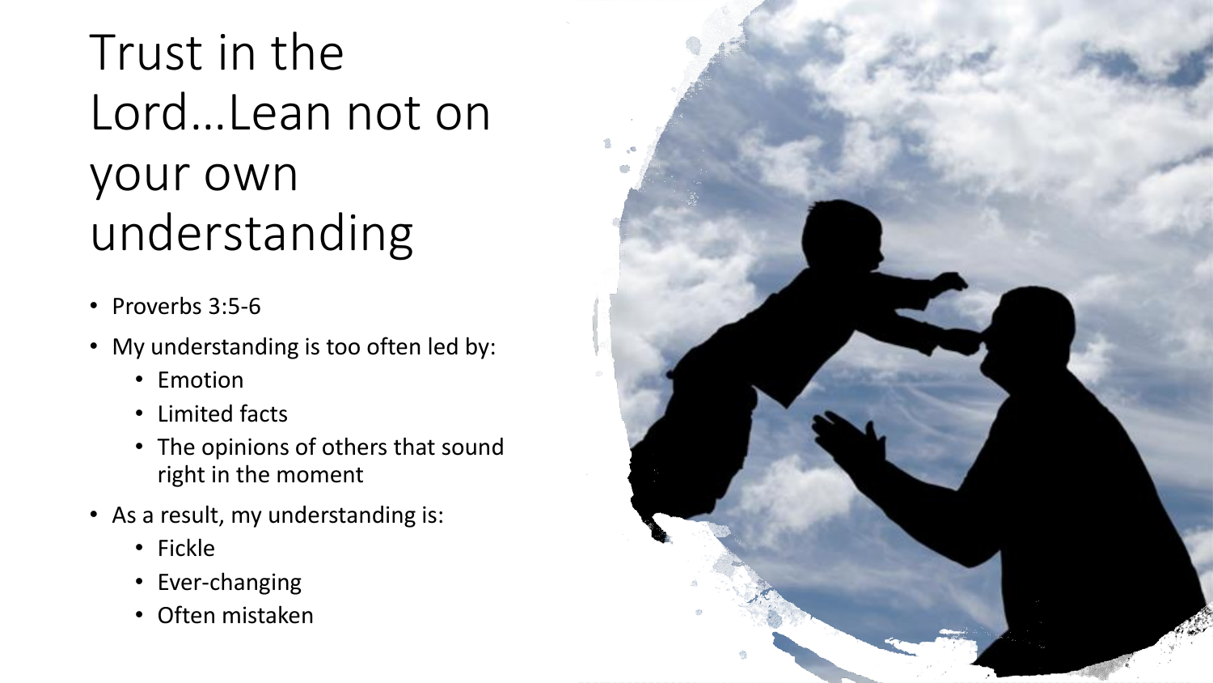# Trust in the Lord…Lean not on your own understanding

- Proverbs 3:5-6
- My understanding is too often led by:
  - Emotion
  - Limited facts
  - The opinions of others that sound right in the moment
- As a result, my understanding is:
  - Fickle
  - Ever-changing
  - Often mistaken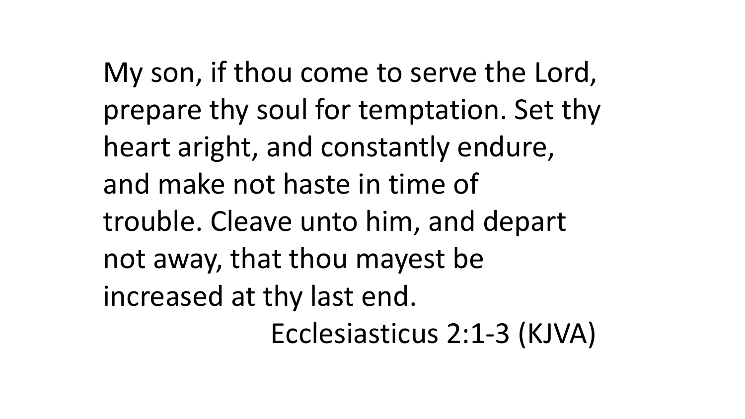My son, if thou come to serve the Lord, prepare thy soul for temptation. Set thy heart aright, and constantly endure, and make not haste in time of trouble. Cleave unto him, and depart not away, that thou mayest be increased at thy last end.

Ecclesiasticus 2:1-3 (KJVA)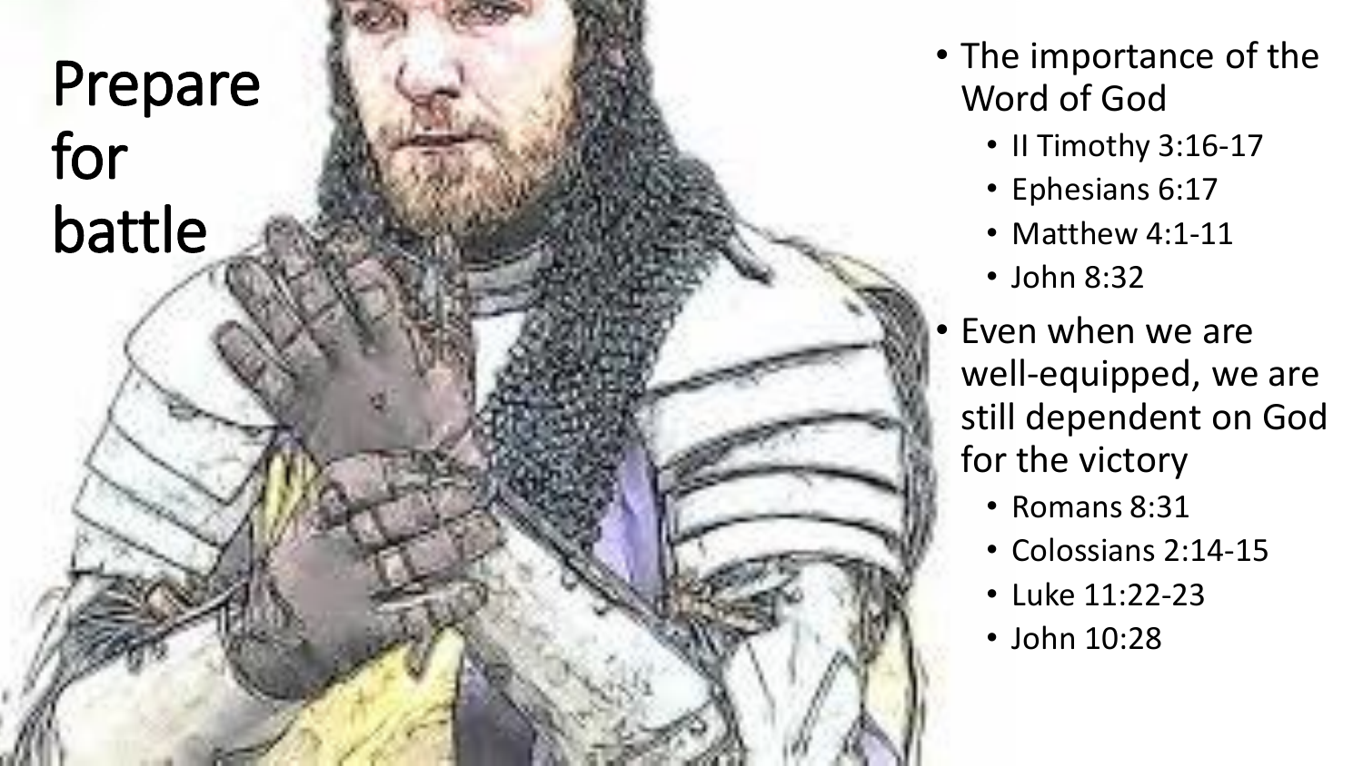# Prepare for battle

- The importance of the Word of God
  - II Timothy 3:16-17
  - Ephesians 6:17
  - Matthew 4:1-11
  - John 8:32
- Even when we are well-equipped, we are still dependent on God for the victory
  - Romans 8:31
  - Colossians 2:14-15
  - Luke 11:22-23
  - John 10:28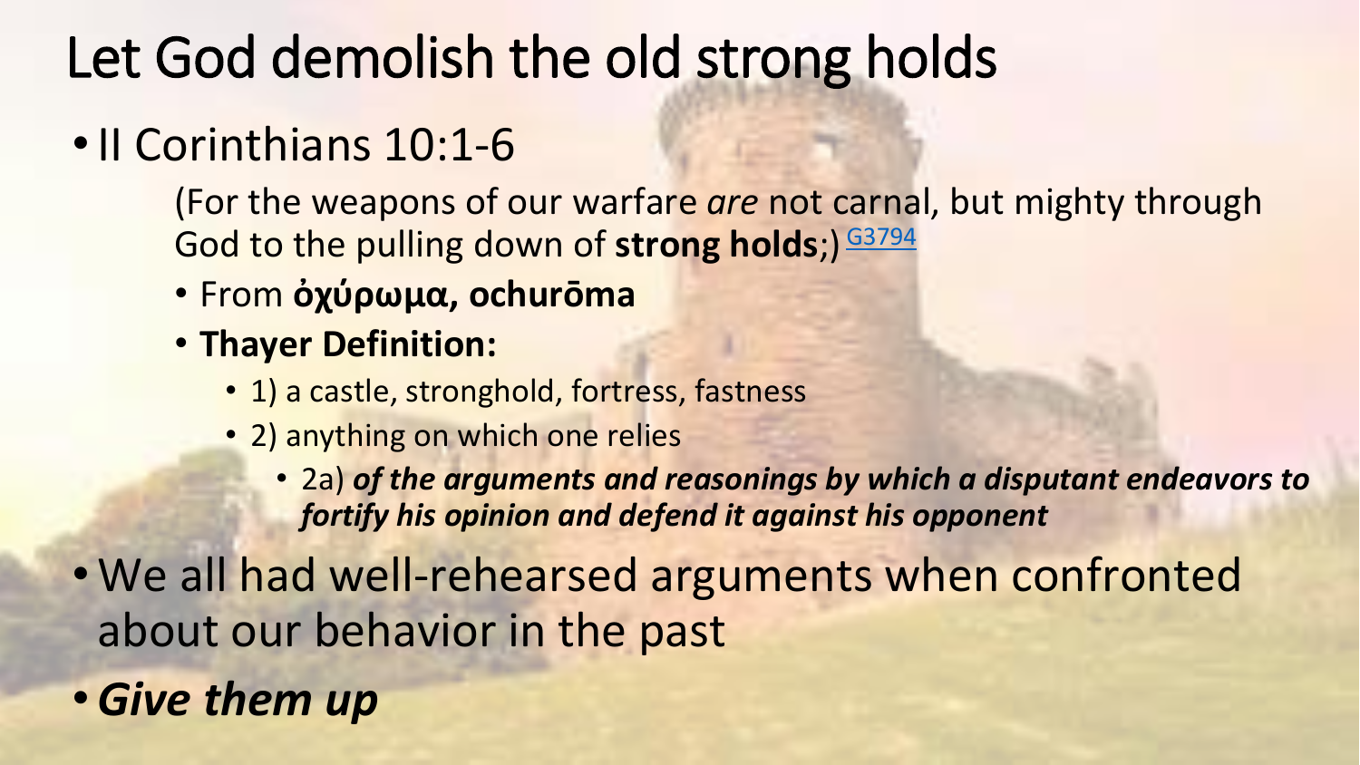# Let God demolish the old strong holds

- II Corinthians 10:1-6

  (For the weapons of our warfare *are* not carnal, but mighty through God to the pulling down of **strong holds**;) G3794

  - From **ὀχύρωμα, ochurōma**
  - **Thayer Definition:**
    - 1) a castle, stronghold, fortress, fastness
    - 2) anything on which one relies
      - 2a) ***of the arguments and reasonings by which a disputant endeavors to fortify his opinion and defend it against his opponent***

- We all had well-rehearsed arguments when confronted about our behavior in the past
- ***Give them up***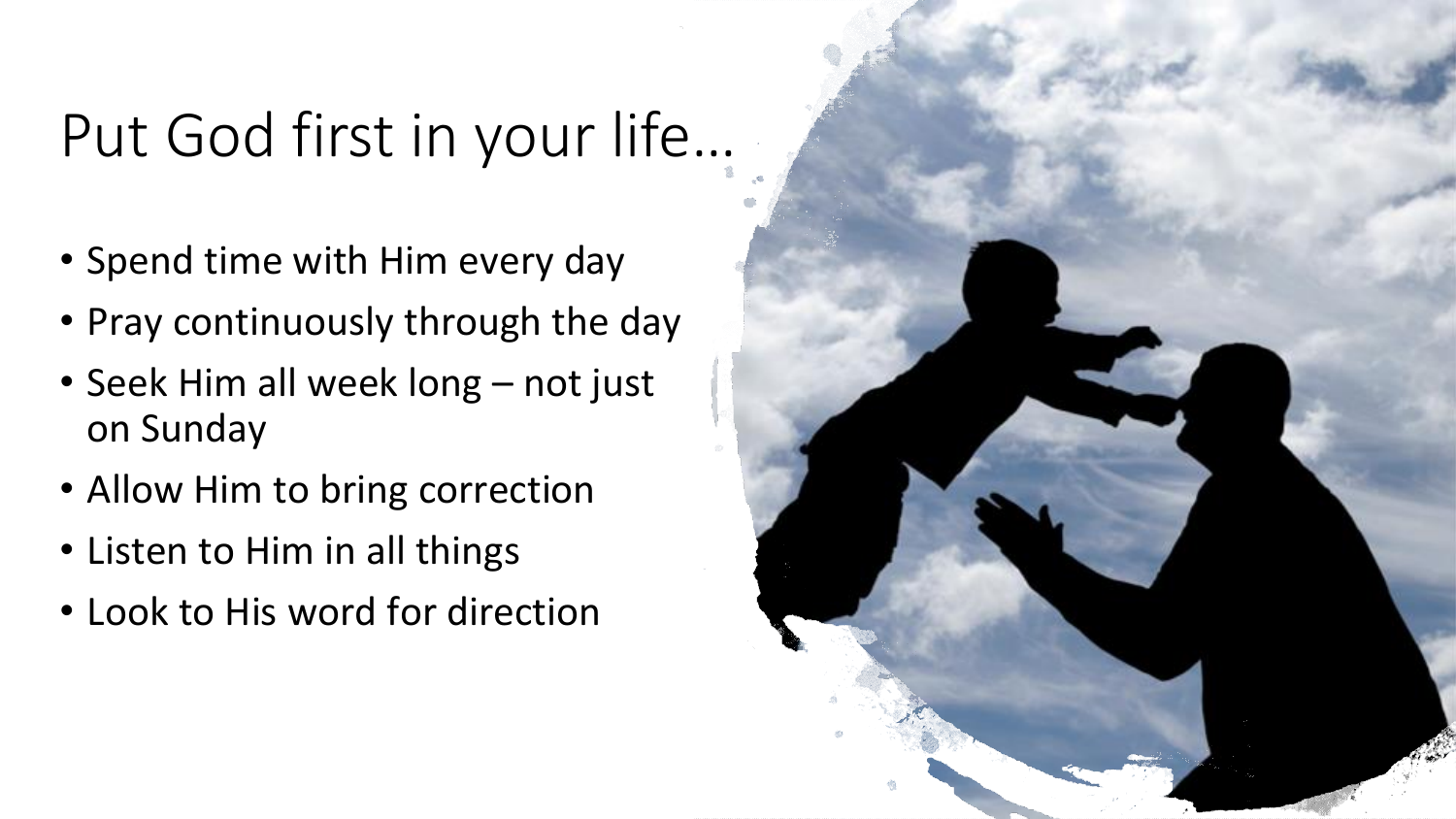# Put God first in your life…

- Spend time with Him every day
- Pray continuously through the day
- Seek Him all week long – not just on Sunday
- Allow Him to bring correction
- Listen to Him in all things
- Look to His word for direction